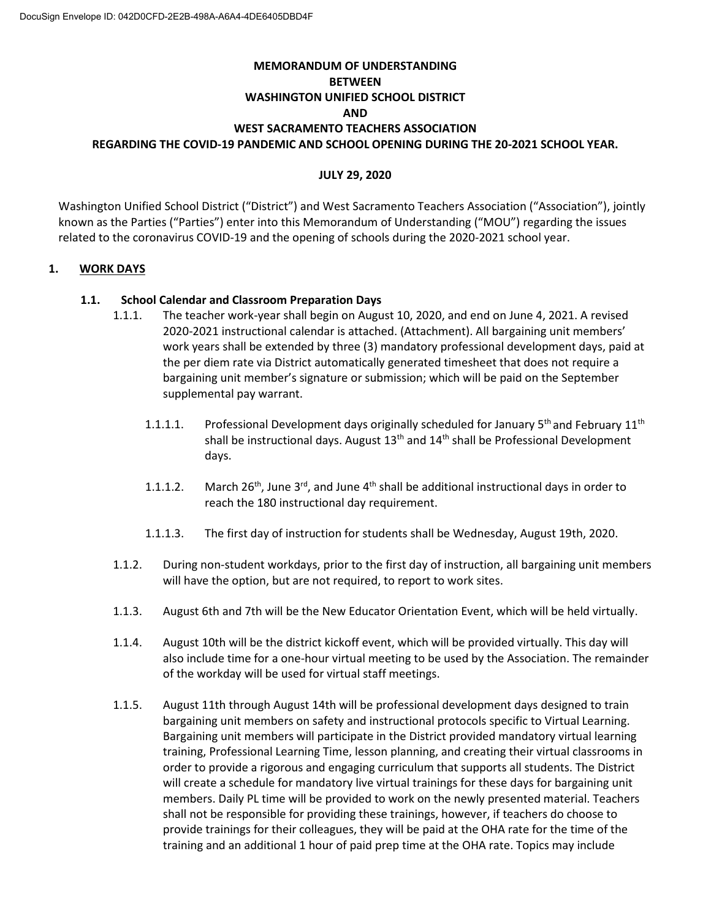# MEMORANDUM OF UNDERSTANDING BETWEEN WASHINGTON UNIFIED SCHOOL DISTRICT AND WEST SACRAMENTO TEACHERS ASSOCIATION REGARDING THE COVID-19 PANDEMIC AND SCHOOL OPENING DURING THE 20-2021 SCHOOL YEAR.

**JULY 29, 2020**

Washington Unified School District ("District") and West Sacramento Teachers Association ("Association"), jointly known as the Parties ("Parties") enter into this Memorandum of Understanding ("MOU") regarding the issues related to the coronavirus COVID-19 and the opening of schools during the 2020-2021 school year.

## 1. WORK DAYS

### 1.1. School Calendar and Classroom Preparation Days

1.1.1. The teacher work-year shall begin on August 10, 2020, and end on June 4, 2021. A revised 2020-2021 instructional calendar is attached. (Attachment). All bargaining unit members' work years shall be extended by three (3) mandatory professional development days, paid at the per diem rate via District automatically generated timesheet that does not require a bargaining unit member's signature or submission; which will be paid on the September supplemental pay warrant.

1.1.1.1. Professional Development days originally scheduled for January 5th and February 11th shall be instructional days. August 13th and 14th shall be Professional Development days.

1.1.1.2. March 26th, June 3rd, and June 4th shall be additional instructional days in order to reach the 180 instructional day requirement.

1.1.1.3. The first day of instruction for students shall be Wednesday, August 19th, 2020.

1.1.2. During non-student workdays, prior to the first day of instruction, all bargaining unit members will have the option, but are not required, to report to work sites.

1.1.3. August 6th and 7th will be the New Educator Orientation Event, which will be held virtually.

1.1.4. August 10th will be the district kickoff event, which will be provided virtually. This day will also include time for a one-hour virtual meeting to be used by the Association. The remainder of the workday will be used for virtual staff meetings.

1.1.5. August 11th through August 14th will be professional development days designed to train bargaining unit members on safety and instructional protocols specific to Virtual Learning. Bargaining unit members will participate in the District provided mandatory virtual learning training, Professional Learning Time, lesson planning, and creating their virtual classrooms in order to provide a rigorous and engaging curriculum that supports all students. The District will create a schedule for mandatory live virtual trainings for these days for bargaining unit members. Daily PL time will be provided to work on the newly presented material. Teachers shall not be responsible for providing these trainings, however, if teachers do choose to provide trainings for their colleagues, they will be paid at the OHA rate for the time of the training and an additional 1 hour of paid prep time at the OHA rate. Topics may include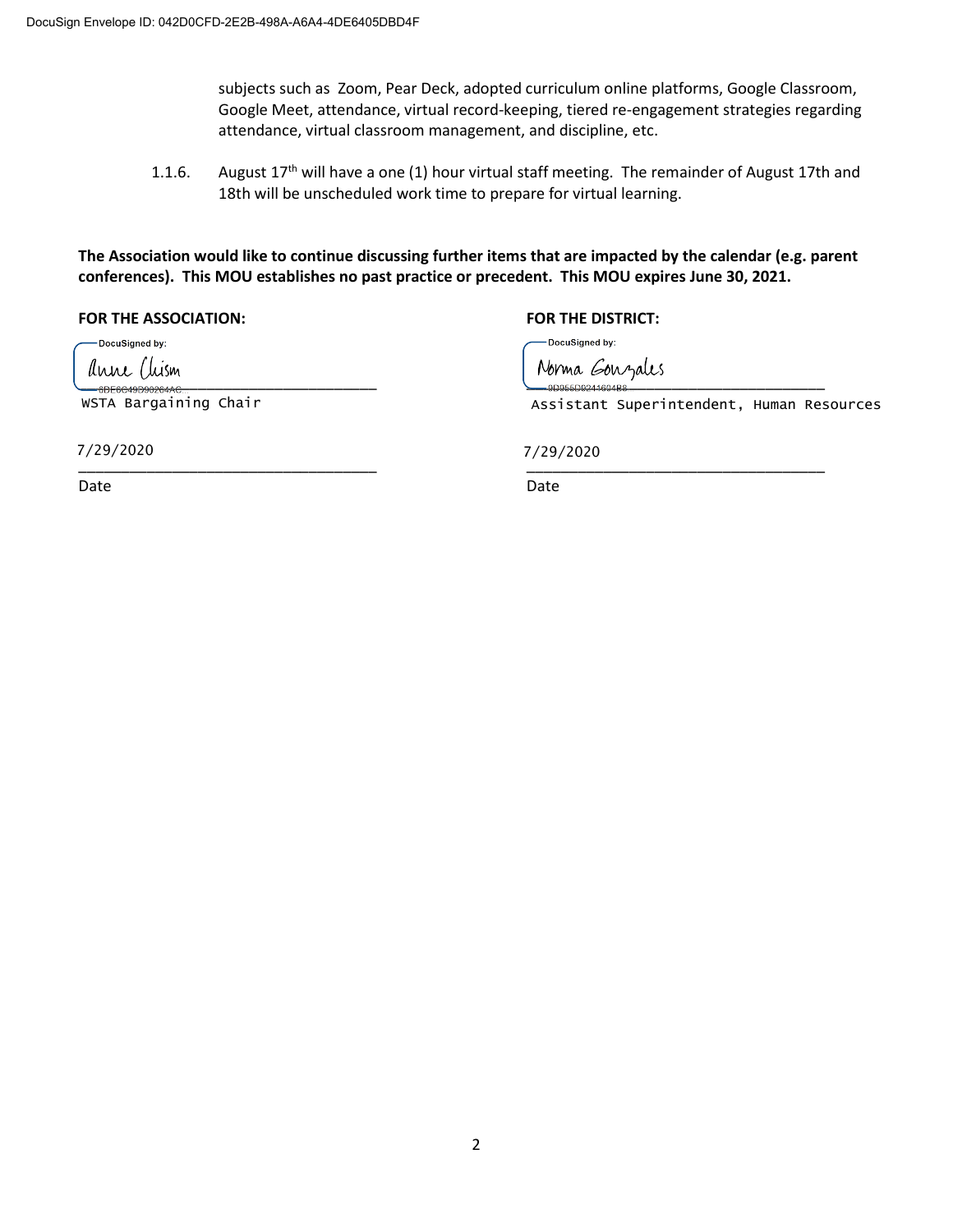subjects such as Zoom, Pear Deck, adopted curriculum online platforms, Google Classroom, Google Meet, attendance, virtual record-keeping, tiered re-engagement strategies regarding attendance, virtual classroom management, and discipline, etc.

1.1.6. August 17th will have a one (1) hour virtual staff meeting. The remainder of August 17th and 18th will be unscheduled work time to prepare for virtual learning.

**The Association would like to continue discussing further items that are impacted by the calendar (e.g. parent conferences). This MOU establishes no past practice or precedent. This MOU expires June 30, 2021.**

| **FOR THE ASSOCIATION:** | **FOR THE DISTRICT:** |
|---|---|
| DocuSigned by: Anne Chism | DocuSigned by: Norma Gonzales |
| 6BF6C49D90264AC | 9D955D8241604B8 |
| WSTA Bargaining Chair | Assistant Superintendent, Human Resources |
| 7/29/2020 | 7/29/2020 |
| Date | Date |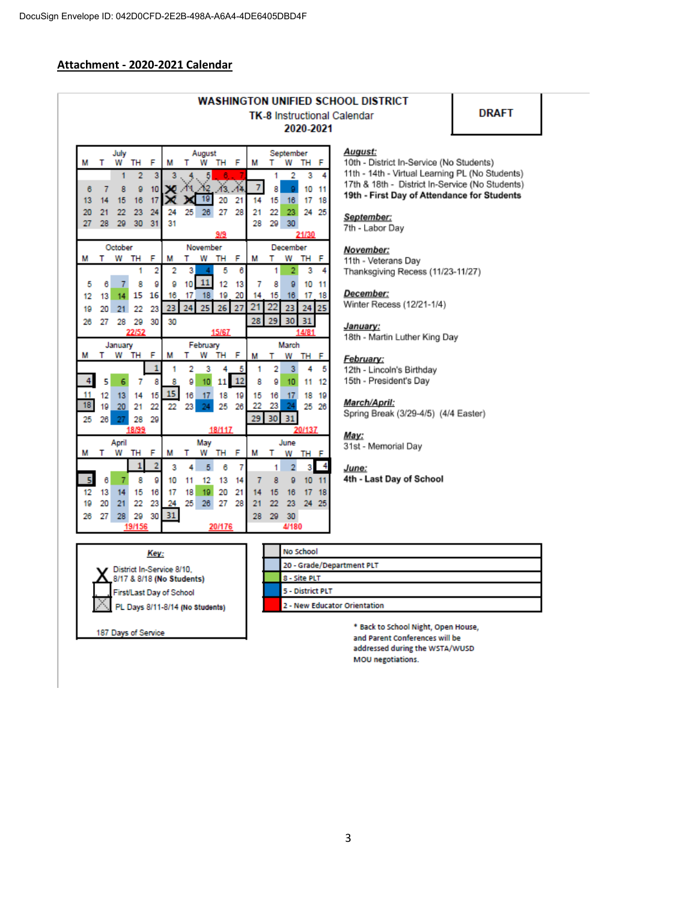DocuSign Envelope ID: 042D0CFD-2E2B-498A-A6A4-4DE6405DBD4F

## Attachment - 2020-2021 Calendar

**WASHINGTON UNIFIED SCHOOL DISTRICT**
TK-8 Instructional Calendar
**2020-2021**

**DRAFT**

**July**

| M | T | W | TH | F |
|---|---|---|---|---|
| | | 1 | 2 | 3 |
| 6 | 7 | 8 | 9 | 10 |
| 13 | 14 | 15 | 16 | 17 |
| 20 | 21 | 22 | 23 | 24 |
| 27 | 28 | 29 | 30 | 31 |

**August** (9/9)

| M | T | W | TH | F |
|---|---|---|---|---|
| 3 | 4 | 5 | 6 | 7 |
| 10 | 11 | 12 | 13 | 14 |
| 17 | 18 | 19 | 20 | 21 |
| 24 | 25 | 26 | 27 | 28 |
| 31 | | | | |

**September** (21/30)

| M | T | W | TH | F |
|---|---|---|---|---|
| | 1 | 2 | 3 | 4 |
| 7 | 8 | 9 | 10 | 11 |
| 14 | 15 | 16 | 17 | 18 |
| 21 | 22 | 23 | 24 | 25 |
| 28 | 29 | 30 | | |

**October** (22/52)

| M | T | W | TH | F |
|---|---|---|---|---|
| | | | 1 | 2 |
| 5 | 6 | 7 | 8 | 9 |
| 12 | 13 | 14 | 15 | 16 |
| 19 | 20 | 21 | 22 | 23 |
| 26 | 27 | 28 | 29 | 30 |

**November** (15/67)

| M | T | W | TH | F |
|---|---|---|---|---|
| 2 | 3 | 4 | 5 | 6 |
| 9 | 10 | 11 | 12 | 13 |
| 16 | 17 | 18 | 19 | 20 |
| 23 | 24 | 25 | 26 | 27 |
| 30 | | | | |

**December** (14/81)

| M | T | W | TH | F |
|---|---|---|---|---|
| | 1 | 2 | 3 | 4 |
| 7 | 8 | 9 | 10 | 11 |
| 14 | 15 | 16 | 17 | 18 |
| 21 | 22 | 23 | 24 | 25 |
| 28 | 29 | 30 | 31 | |

**January** (18/99)

| M | T | W | TH | F |
|---|---|---|---|---|
| | | | | 1 |
| 4 | 5 | 6 | 7 | 8 |
| 11 | 12 | 13 | 14 | 15 |
| 18 | 19 | 20 | 21 | 22 |
| 25 | 26 | 27 | 28 | 29 |

**February** (18/117)

| M | T | W | TH | F |
|---|---|---|---|---|
| 1 | 2 | 3 | 4 | 5 |
| 8 | 9 | 10 | 11 | 12 |
| 15 | 16 | 17 | 18 | 19 |
| 22 | 23 | 24 | 25 | 26 |

**March** (20/137)

| M | T | W | TH | F |
|---|---|---|---|---|
| 1 | 2 | 3 | 4 | 5 |
| 8 | 9 | 10 | 11 | 12 |
| 15 | 16 | 17 | 18 | 19 |
| 22 | 23 | 24 | 25 | 26 |
| 29 | 30 | 31 | | |

**April** (19/156)

| M | T | W | TH | F |
|---|---|---|---|---|
| | | | 1 | 2 |
| 5 | 6 | 7 | 8 | 9 |
| 12 | 13 | 14 | 15 | 16 |
| 19 | 20 | 21 | 22 | 23 |
| 26 | 27 | 28 | 29 | 30 |

**May** (20/176)

| M | T | W | TH | F |
|---|---|---|---|---|
| 3 | 4 | 5 | 6 | 7 |
| 10 | 11 | 12 | 13 | 14 |
| 17 | 18 | 19 | 20 | 21 |
| 24 | 25 | 26 | 27 | 28 |
| 31 | | | | |

**June** (4/180)

| M | T | W | TH | F |
|---|---|---|---|---|
| | 1 | 2 | 3 | 4 |
| 7 | 8 | 9 | 10 | 11 |
| 14 | 15 | 16 | 17 | 18 |
| 21 | 22 | 23 | 24 | 25 |
| 28 | 29 | 30 | | |

***August:***
10th - District In-Service (No Students)
11th - 14th - Virtual Learning PL (No Students)
17th & 18th - District In-Service (No Students)
**19th - First Day of Attendance for Students**

***September:***
7th - Labor Day

***November:***
11th - Veterans Day
Thanksgiving Recess (11/23-11/27)

***December:***
Winter Recess (12/21-1/4)

***January:***
18th - Martin Luther King Day

***February:***
12th - Lincoln's Birthday
15th - President's Day

***March/April:***
Spring Break (3/29-4/5) (4/4 Easter)

***May:***
31st - Memorial Day

***June:***
**4th - Last Day of School**

**Key:**

- X — District In-Service 8/10, 8/17 & 8/18 **(No Students)**
- First/Last Day of School
- PL Days 8/11-8/14 **(No Students)**

187 Days of Service

| Key | |
|---|---|
| Gray | No School |
| Light blue | 20 - Grade/Department PLT |
| Green | 8 - Site PLT |
| Blue | 5 - District PLT |
| Red | 2 - New Educator Orientation |

* Back to School Night, Open House, and Parent Conferences will be addressed during the WSTA/WUSD MOU negotiations.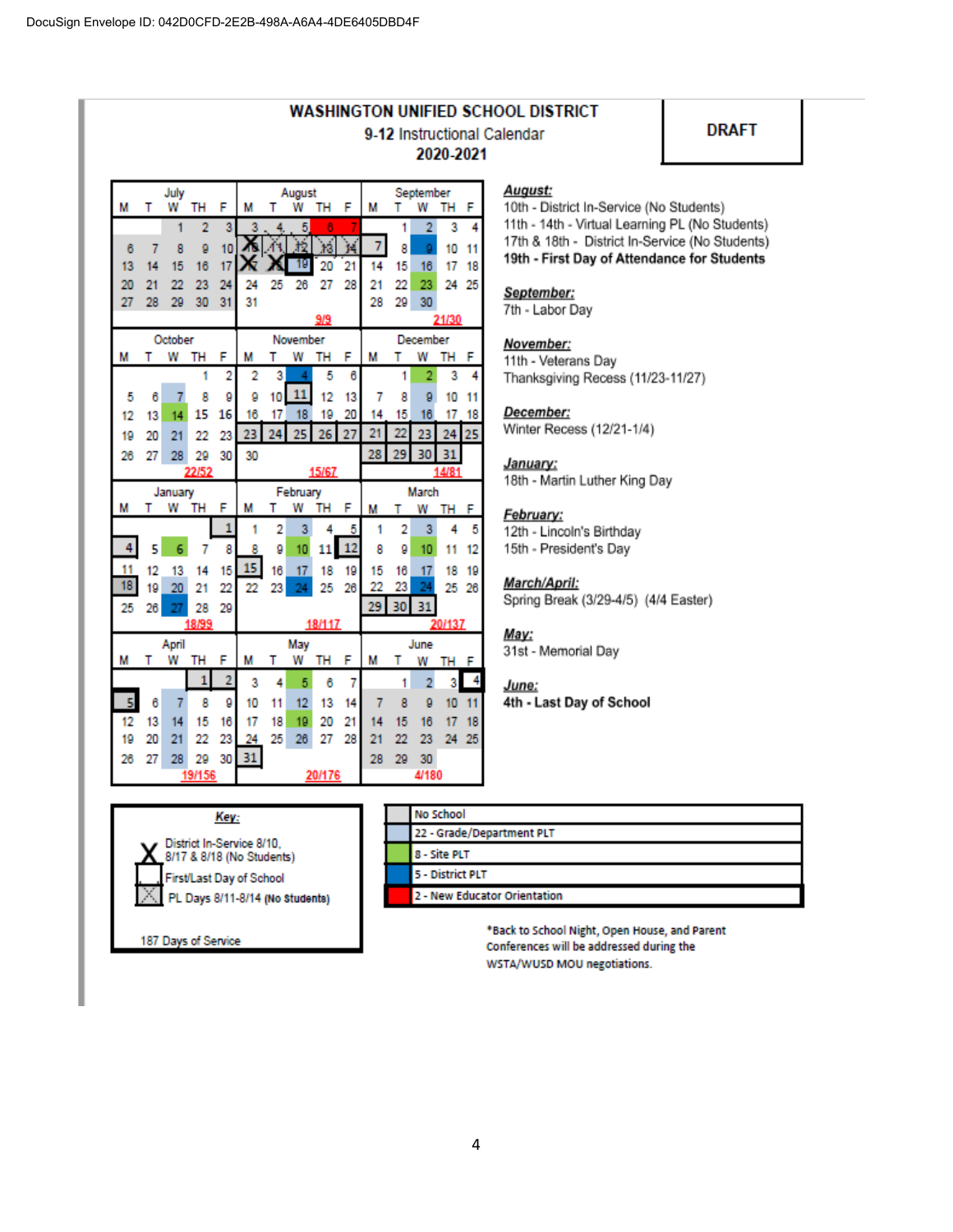DocuSign Envelope ID: 042D0CFD-2E2B-498A-A6A4-4DE6405DBD4F

# WASHINGTON UNIFIED SCHOOL DISTRICT

## 9-12 Instructional Calendar
## 2020-2021

**DRAFT**

**July**

| M | T | W | TH | F |
|---|---|---|---|---|
| | | 1 | 2 | 3 |
| 6 | 7 | 8 | 9 | 10 |
| 13 | 14 | 15 | 16 | 17 |
| 20 | 21 | 22 | 23 | 24 |
| 27 | 28 | 29 | 30 | 31 |

**August**

| M | T | W | TH | F |
|---|---|---|---|---|
| 3 | 4 | 5 | 6 | 7 |
| 10 | 11 | 12 | 13 | 14 |
| 17 | 18 | 19 | 20 | 21 |
| 24 | 25 | 26 | 27 | 28 |
| 31 | | | | |

9/9

**September**

| M | T | W | TH | F |
|---|---|---|---|---|
| | 1 | 2 | 3 | 4 |
| 7 | 8 | 9 | 10 | 11 |
| 14 | 15 | 16 | 17 | 18 |
| 21 | 22 | 23 | 24 | 25 |
| 28 | 29 | 30 | | |

21/30

**October**

| M | T | W | TH | F |
|---|---|---|---|---|
| | | | 1 | 2 |
| 5 | 6 | 7 | 8 | 9 |
| 12 | 13 | 14 | 15 | 16 |
| 19 | 20 | 21 | 22 | 23 |
| 26 | 27 | 28 | 29 | 30 |

22/52

**November**

| M | T | W | TH | F |
|---|---|---|---|---|
| 2 | 3 | 4 | 5 | 6 |
| 9 | 10 | 11 | 12 | 13 |
| 16 | 17 | 18 | 19 | 20 |
| 23 | 24 | 25 | 26 | 27 |
| 30 | | | | |

15/67

**December**

| M | T | W | TH | F |
|---|---|---|---|---|
| | 1 | 2 | 3 | 4 |
| 7 | 8 | 9 | 10 | 11 |
| 14 | 15 | 16 | 17 | 18 |
| 21 | 22 | 23 | 24 | 25 |
| 28 | 29 | 30 | 31 | |

14/81

**January**

| M | T | W | TH | F |
|---|---|---|---|---|
| | | | | 1 |
| 4 | 5 | 6 | 7 | 8 |
| 11 | 12 | 13 | 14 | 15 |
| 18 | 19 | 20 | 21 | 22 |
| 25 | 26 | 27 | 28 | 29 |

18/99

**February**

| M | T | W | TH | F |
|---|---|---|---|---|
| 1 | 2 | 3 | 4 | 5 |
| 8 | 9 | 10 | 11 | 12 |
| 15 | 16 | 17 | 18 | 19 |
| 22 | 23 | 24 | 25 | 26 |

18/117

**March**

| M | T | W | TH | F |
|---|---|---|---|---|
| 1 | 2 | 3 | 4 | 5 |
| 8 | 9 | 10 | 11 | 12 |
| 15 | 16 | 17 | 18 | 19 |
| 22 | 23 | 24 | 25 | 26 |
| 29 | 30 | 31 | | |

20/137

**April**

| M | T | W | TH | F |
|---|---|---|---|---|
| | | | 1 | 2 |
| 5 | 6 | 7 | 8 | 9 |
| 12 | 13 | 14 | 15 | 16 |
| 19 | 20 | 21 | 22 | 23 |
| 26 | 27 | 28 | 29 | 30 |

19/156

**May**

| M | T | W | TH | F |
|---|---|---|---|---|
| 3 | 4 | 5 | 6 | 7 |
| 10 | 11 | 12 | 13 | 14 |
| 17 | 18 | 19 | 20 | 21 |
| 24 | 25 | 26 | 27 | 28 |
| 31 | | | | |

20/176

**June**

| M | T | W | TH | F |
|---|---|---|---|---|
| | 1 | 2 | 3 | 4 |
| 7 | 8 | 9 | 10 | 11 |
| 14 | 15 | 16 | 17 | 18 |
| 21 | 22 | 23 | 24 | 25 |
| 28 | 29 | 30 | | |

4/180

**August:**
10th - District In-Service (No Students)
11th - 14th - Virtual Learning PL (No Students)
17th & 18th - District In-Service (No Students)
**19th - First Day of Attendance for Students**

**September:**
7th - Labor Day

**November:**
11th - Veterans Day
Thanksgiving Recess (11/23-11/27)

**December:**
Winter Recess (12/21-1/4)

**January:**
18th - Martin Luther King Day

**February:**
12th - Lincoln's Birthday
15th - President's Day

**March/April:**
Spring Break (3/29-4/5) (4/4 Easter)

**May:**
31st - Memorial Day

**June:**
**4th - Last Day of School**

**Key:**

- X — District In-Service 8/10, 8/17 & 8/18 (No Students)
- ☐ — First/Last Day of School
- ☒ — PL Days 8/11-8/14 (No Students)

187 Days of Service

| | |
|---|---|
| Gray | No School |
| Light blue | 22 - Grade/Department PLT |
| Green | 8 - Site PLT |
| Blue | 5 - District PLT |
| Red | 2 - New Educator Orientation |

*Back to School Night, Open House, and Parent Conferences will be addressed during the WSTA/WUSD MOU negotiations.